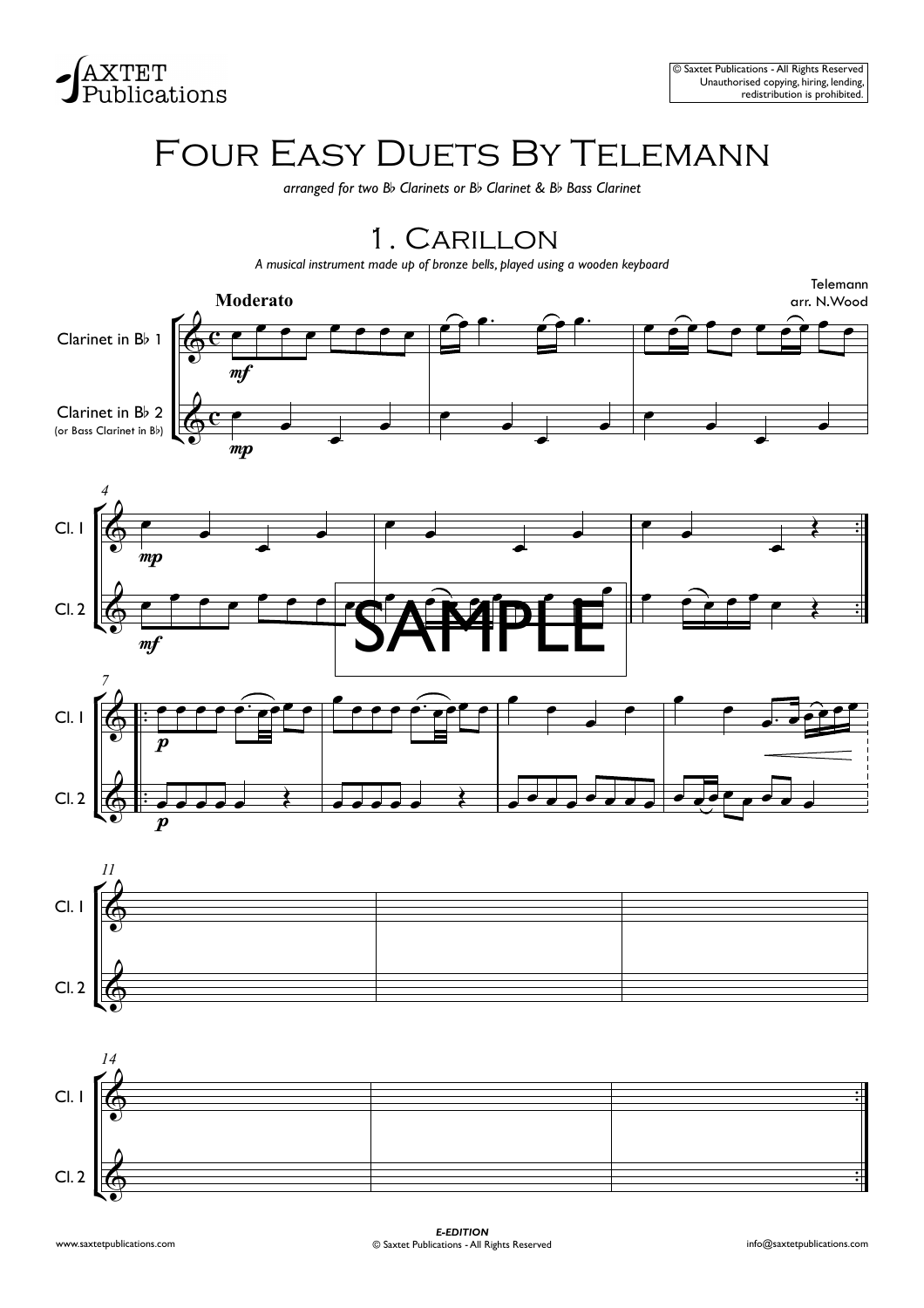# Four Easy Duets By Telemann

*arranged for two B♭ Clarinets or B♭ Clarinet & B♭ Bass Clarinet*

## 1. Carillon

*A musical instrument made up of bronze bells, played using a wooden keyboard*

Telemann
arr. N.Wood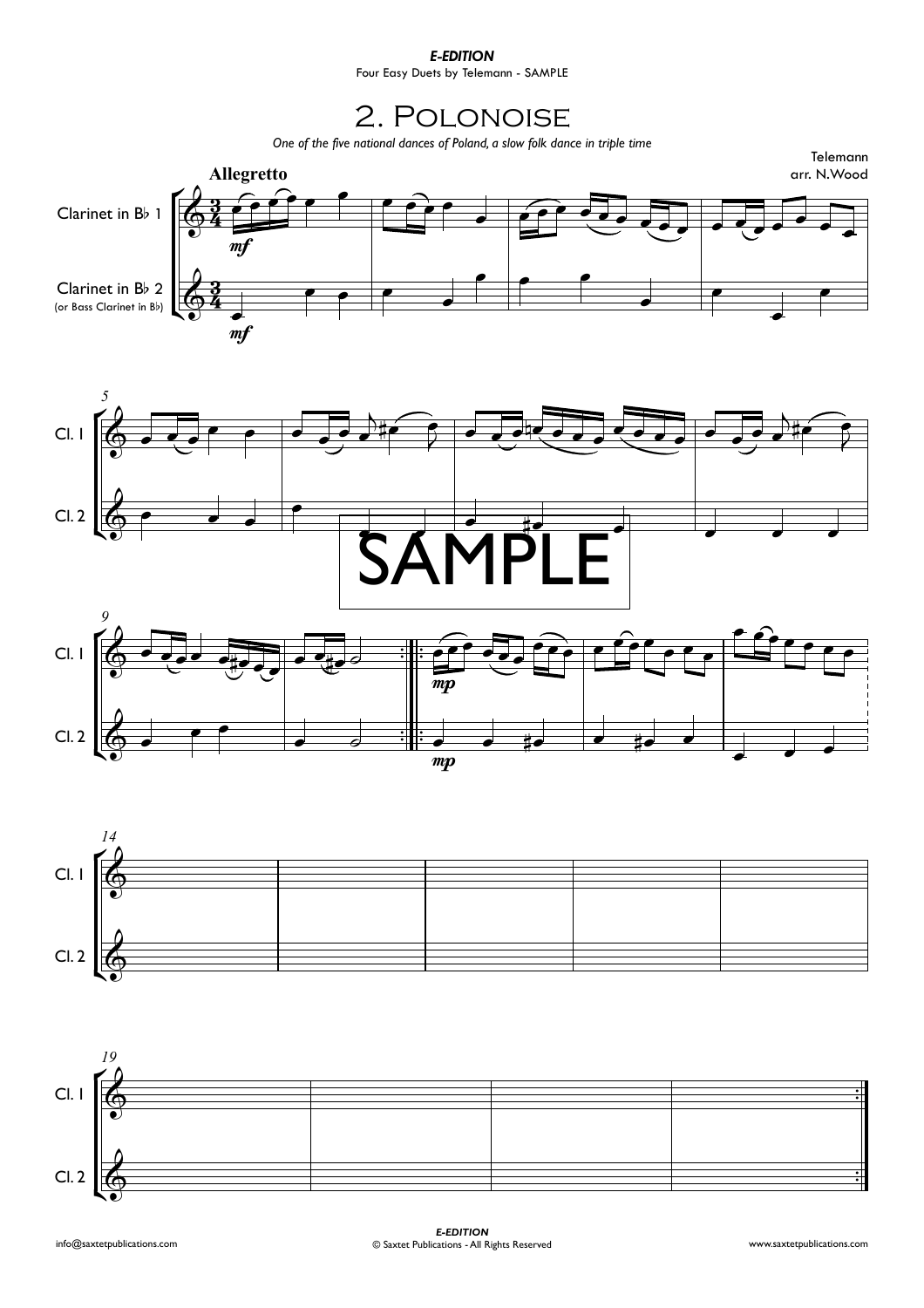# 2. Polonoise

*One of the five national dances of Poland, a slow folk dance in triple time*

Telemann
arr. N.Wood

**Allegretto**

Clarinet in B♭ 1

Clarinet in B♭ 2
(or Bass Clarinet in B♭)

SAMPLE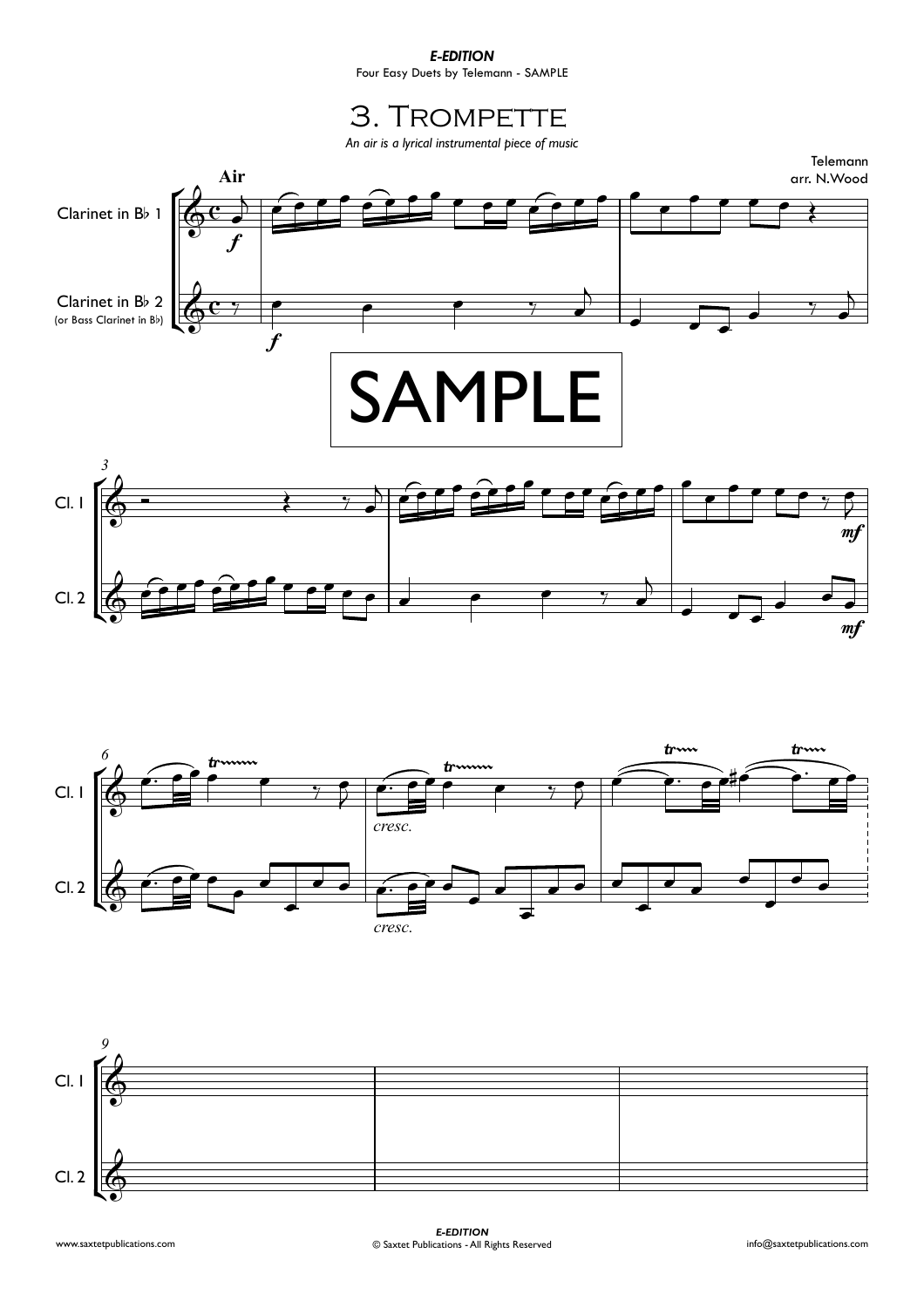*E-EDITION*

Four Easy Duets by Telemann - SAMPLE

# 3. Trompette

*An air is a lyrical instrumental piece of music*

Telemann
arr. N.Wood

**Air**

Clarinet in B♭ 1

Clarinet in B♭ 2
(or Bass Clarinet in B♭)

SAMPLE

*E-EDITION*
© Saxtet Publications - All Rights Reserved

www.saxtetpublications.com

info@saxtetpublications.com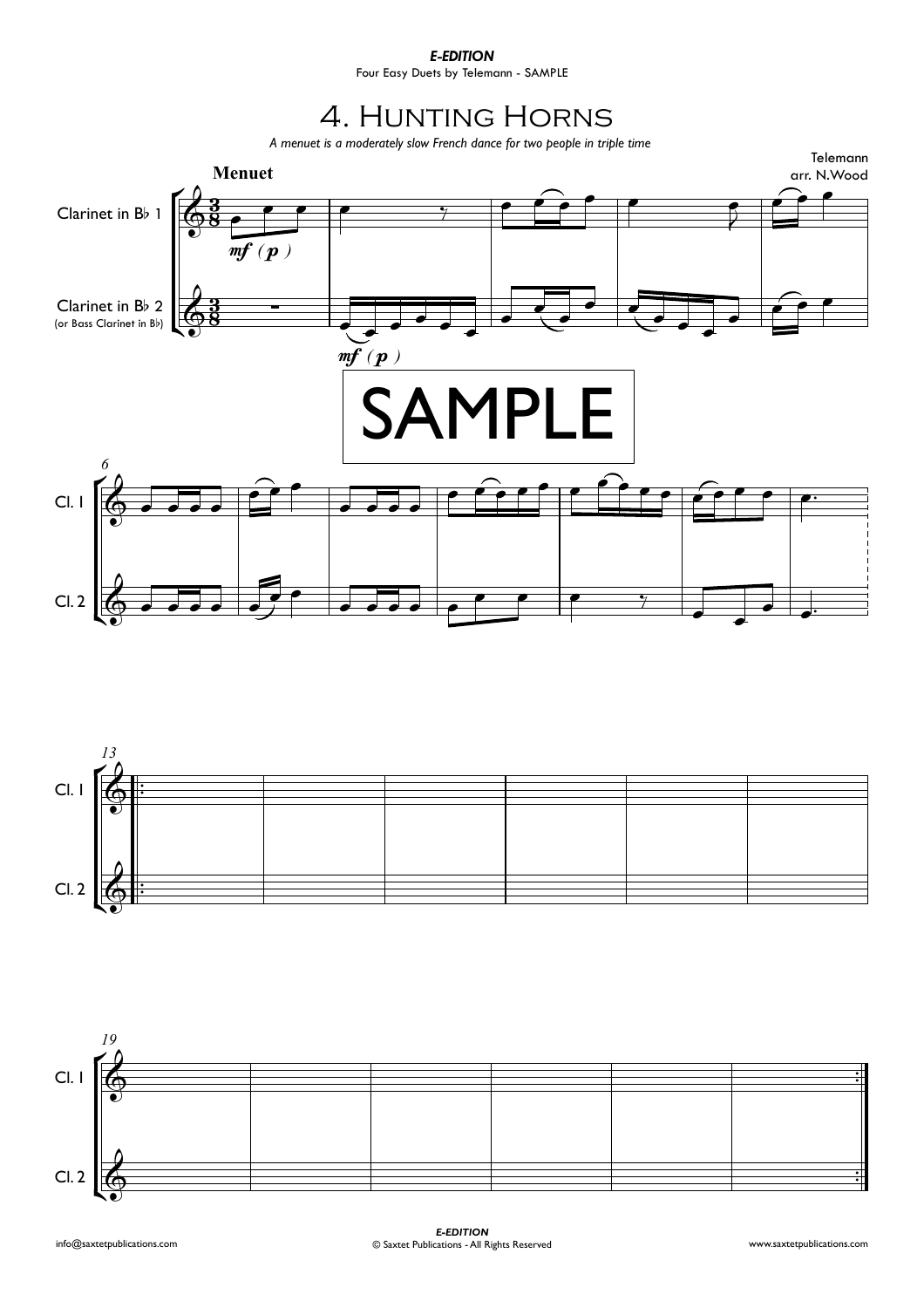# 4. Hunting Horns

*A menuet is a moderately slow French dance for two people in triple time*

Telemann
arr. N.Wood

**Menuet**

Clarinet in B♭ 1

Clarinet in B♭ 2
(or Bass Clarinet in B♭)

*mf (p)*

SAMPLE

Cl. I

Cl. 2